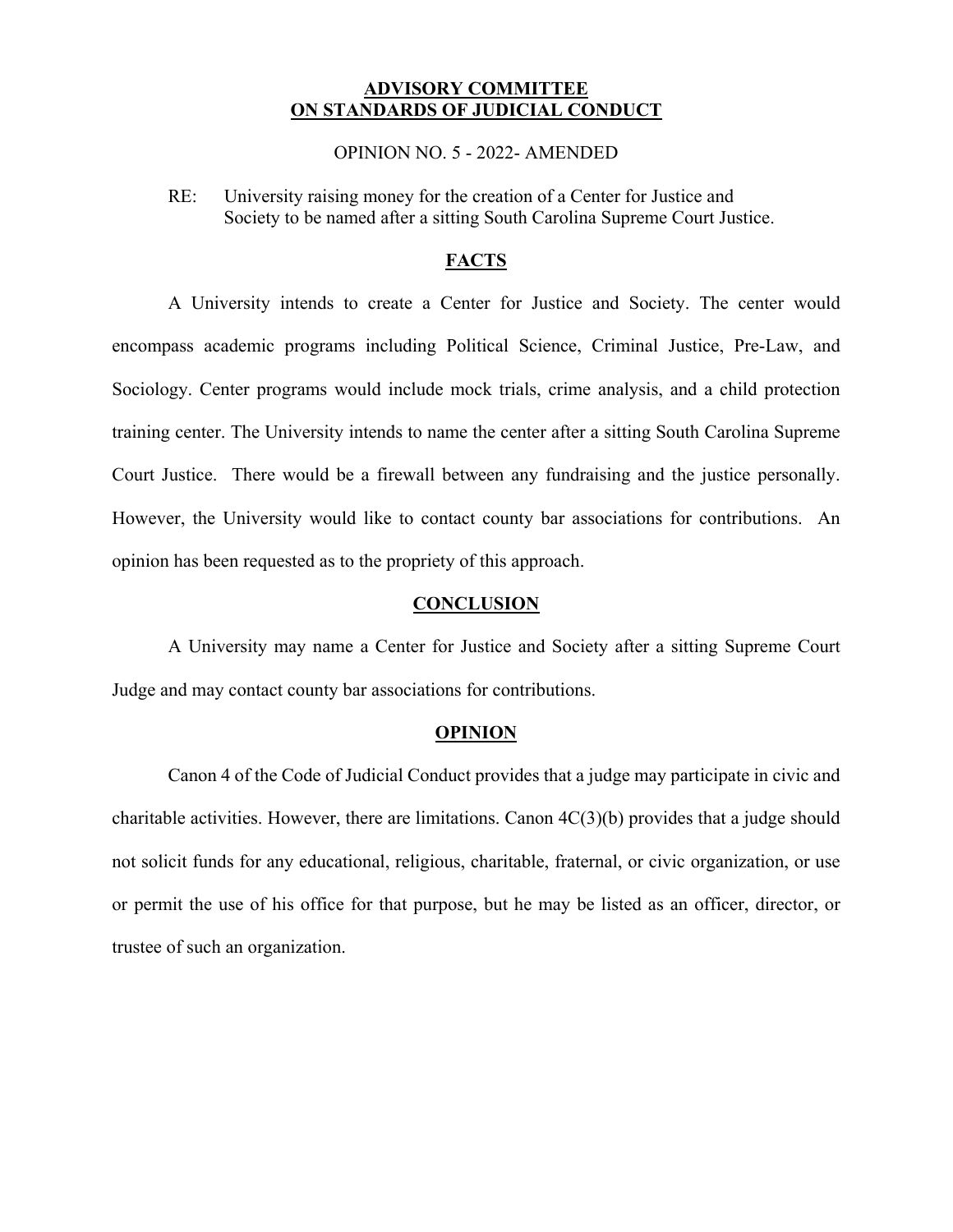**ADVISORY COMMITTEE**
**ON STANDARDS OF JUDICIAL CONDUCT**

OPINION NO. 5 - 2022- AMENDED

RE: University raising money for the creation of a Center for Justice and Society to be named after a sitting South Carolina Supreme Court Justice.

## FACTS

A University intends to create a Center for Justice and Society. The center would encompass academic programs including Political Science, Criminal Justice, Pre-Law, and Sociology. Center programs would include mock trials, crime analysis, and a child protection training center. The University intends to name the center after a sitting South Carolina Supreme Court Justice. There would be a firewall between any fundraising and the justice personally. However, the University would like to contact county bar associations for contributions. An opinion has been requested as to the propriety of this approach.

## CONCLUSION

A University may name a Center for Justice and Society after a sitting Supreme Court Judge and may contact county bar associations for contributions.

## OPINION

Canon 4 of the Code of Judicial Conduct provides that a judge may participate in civic and charitable activities. However, there are limitations. Canon 4C(3)(b) provides that a judge should not solicit funds for any educational, religious, charitable, fraternal, or civic organization, or use or permit the use of his office for that purpose, but he may be listed as an officer, director, or trustee of such an organization.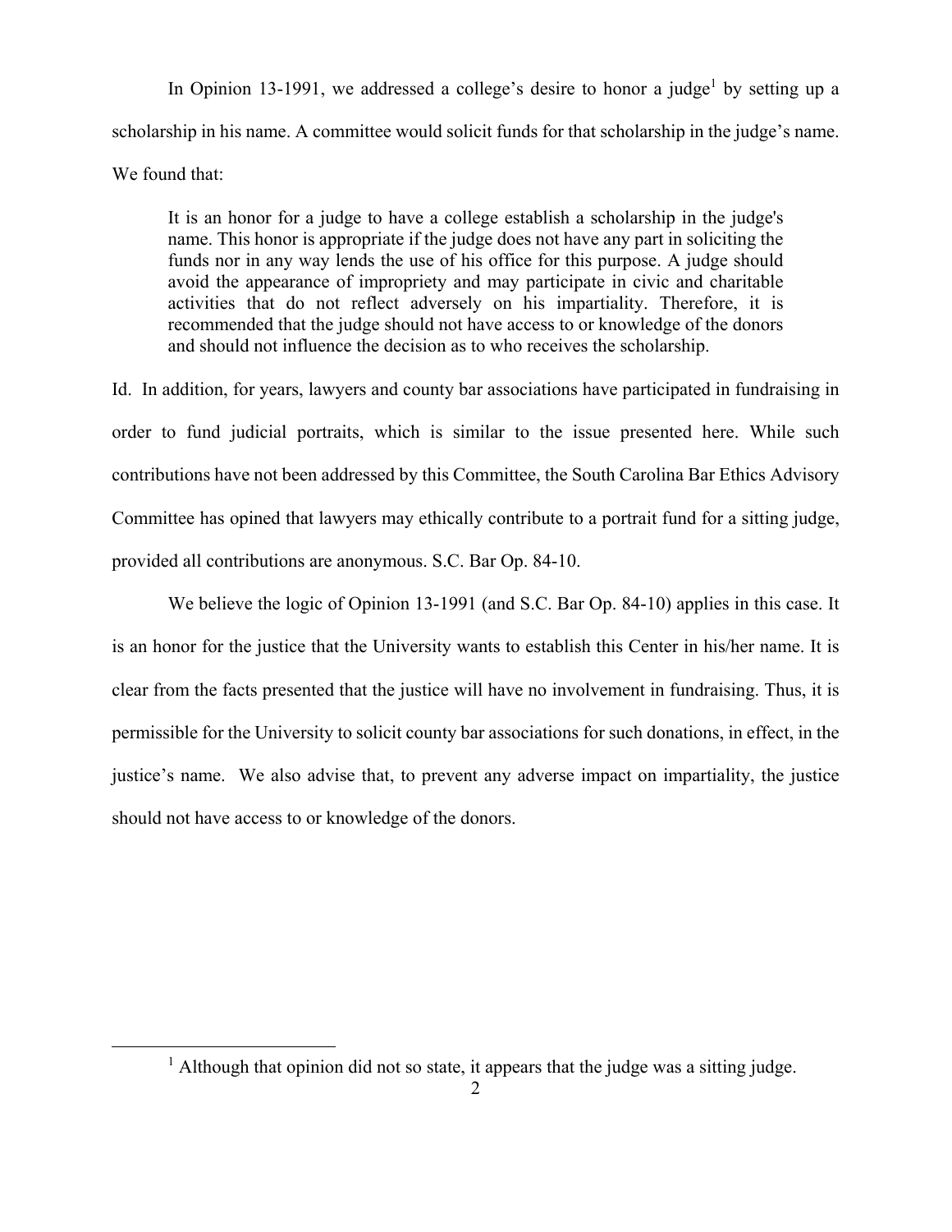In Opinion 13-1991, we addressed a college's desire to honor a judge[1] by setting up a scholarship in his name. A committee would solicit funds for that scholarship in the judge's name. We found that:

> It is an honor for a judge to have a college establish a scholarship in the judge's name. This honor is appropriate if the judge does not have any part in soliciting the funds nor in any way lends the use of his office for this purpose. A judge should avoid the appearance of impropriety and may participate in civic and charitable activities that do not reflect adversely on his impartiality. Therefore, it is recommended that the judge should not have access to or knowledge of the donors and should not influence the decision as to who receives the scholarship.

Id. In addition, for years, lawyers and county bar associations have participated in fundraising in order to fund judicial portraits, which is similar to the issue presented here. While such contributions have not been addressed by this Committee, the South Carolina Bar Ethics Advisory Committee has opined that lawyers may ethically contribute to a portrait fund for a sitting judge, provided all contributions are anonymous. S.C. Bar Op. 84-10.

We believe the logic of Opinion 13-1991 (and S.C. Bar Op. 84-10) applies in this case. It is an honor for the justice that the University wants to establish this Center in his/her name. It is clear from the facts presented that the justice will have no involvement in fundraising. Thus, it is permissible for the University to solicit county bar associations for such donations, in effect, in the justice's name. We also advise that, to prevent any adverse impact on impartiality, the justice should not have access to or knowledge of the donors.

---

[1] Although that opinion did not so state, it appears that the judge was a sitting judge.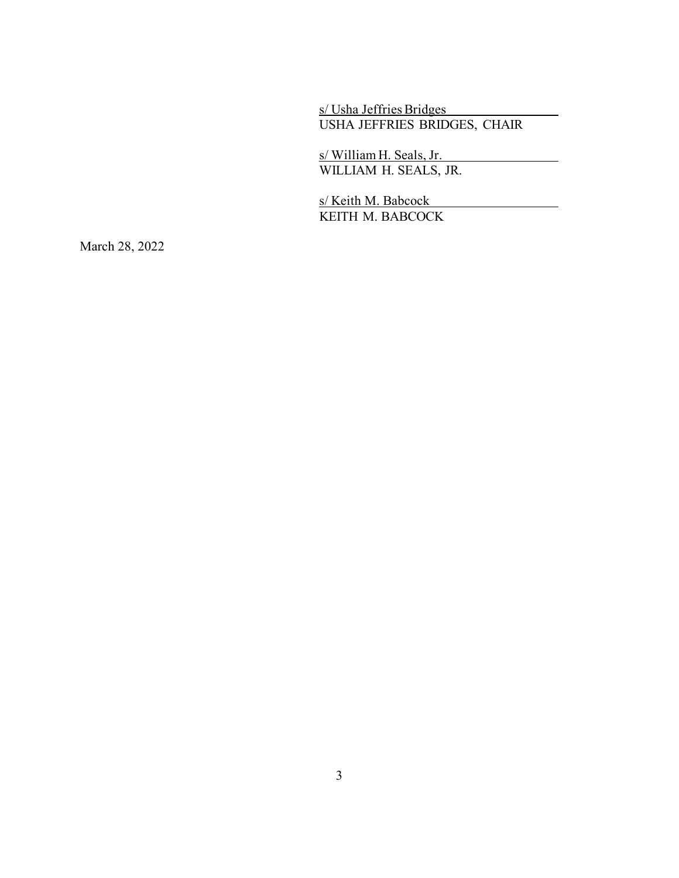s/ Usha Jeffries Bridges
USHA JEFFRIES BRIDGES, CHAIR

s/ William H. Seals, Jr.
WILLIAM H. SEALS, JR.

s/ Keith M. Babcock
KEITH M. BABCOCK

March 28, 2022